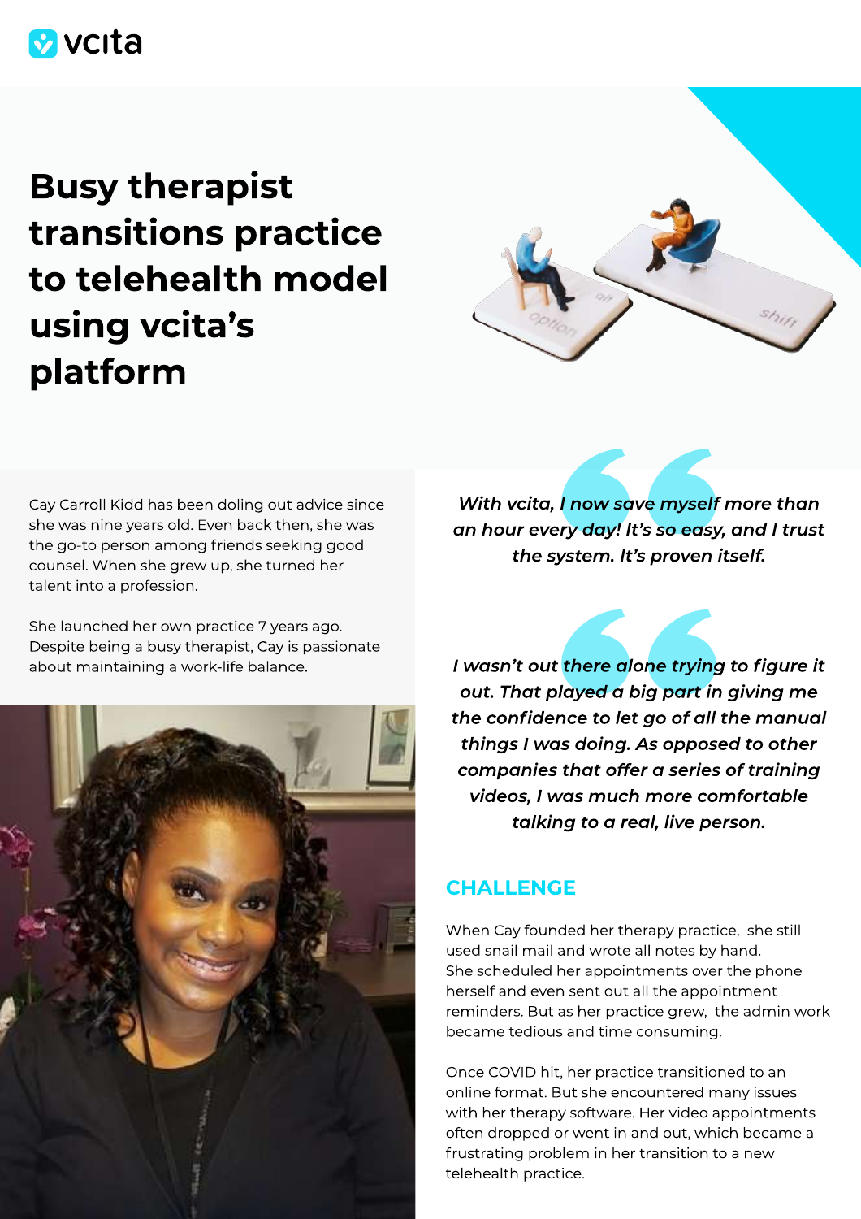vcita

# Busy therapist transitions practice to telehealth model using vcita's platform

Cay Carroll Kidd has been doling out advice since she was nine years old. Even back then, she was the go-to person among friends seeking good counsel. When she grew up, she turned her talent into a profession.

She launched her own practice 7 years ago. Despite being a busy therapist, Cay is passionate about maintaining a work-life balance.

> *With vcita, I now save myself more than an hour every day! It's so easy, and I trust the system. It's proven itself.*

> *I wasn't out there alone trying to figure it out. That played a big part in giving me the confidence to let go of all the manual things I was doing. As opposed to other companies that offer a series of training videos, I was much more comfortable talking to a real, live person.*

## CHALLENGE

When Cay founded her therapy practice, she still used snail mail and wrote all notes by hand. She scheduled her appointments over the phone herself and even sent out all the appointment reminders. But as her practice grew, the admin work became tedious and time consuming.

Once COVID hit, her practice transitioned to an online format. But she encountered many issues with her therapy software. Her video appointments often dropped or went in and out, which became a frustrating problem in her transition to a new telehealth practice.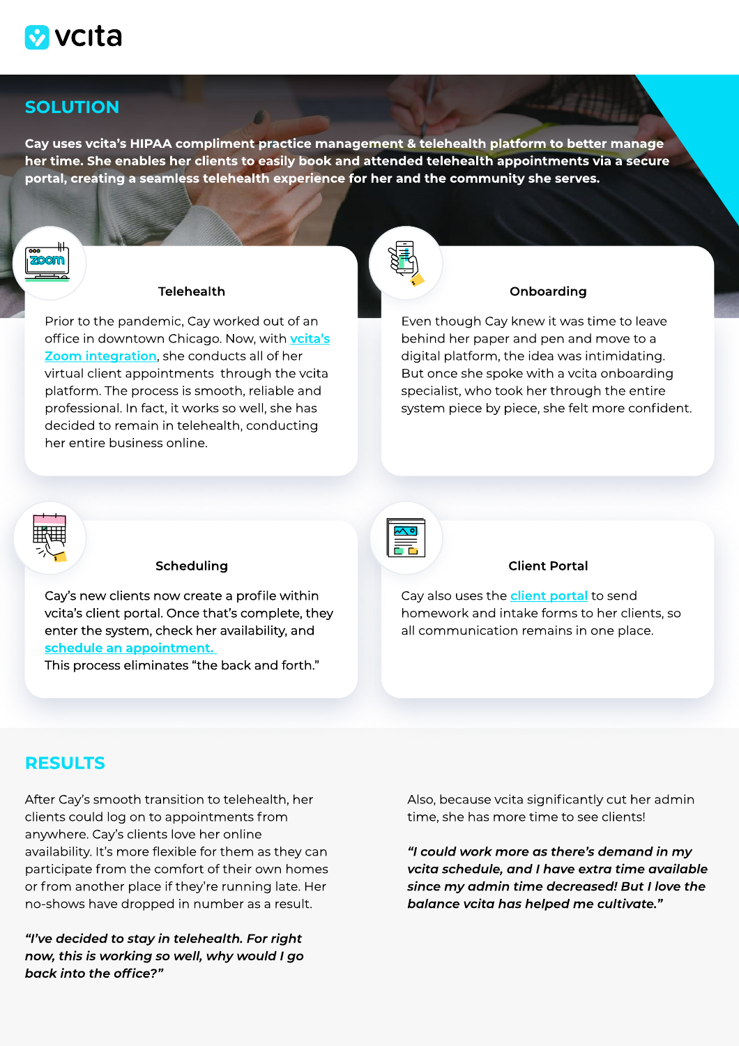vcita

## SOLUTION

**Cay uses vcita's HIPAA compliment practice management & telehealth platform to better manage her time. She enables her clients to easily book and attended telehealth appointments via a secure portal, creating a seamless telehealth experience for her and the community she serves.**

### Telehealth

Prior to the pandemic, Cay worked out of an office in downtown Chicago. Now, with vcita's Zoom integration, she conducts all of her virtual client appointments through the vcita platform. The process is smooth, reliable and professional. In fact, it works so well, she has decided to remain in telehealth, conducting her entire business online.

### Onboarding

Even though Cay knew it was time to leave behind her paper and pen and move to a digital platform, the idea was intimidating. But once she spoke with a vcita onboarding specialist, who took her through the entire system piece by piece, she felt more confident.

### Scheduling

Cay's new clients now create a profile within vcita's client portal. Once that's complete, they enter the system, check her availability, and schedule an appointment.
This process eliminates "the back and forth."

### Client Portal

Cay also uses the client portal to send homework and intake forms to her clients, so all communication remains in one place.

## RESULTS

After Cay's smooth transition to telehealth, her clients could log on to appointments from anywhere. Cay's clients love her online availability. It's more flexible for them as they can participate from the comfort of their own homes or from another place if they're running late. Her no-shows have dropped in number as a result.

***"I've decided to stay in telehealth. For right now, this is working so well, why would I go back into the office?"***

Also, because vcita significantly cut her admin time, she has more time to see clients!

***"I could work more as there's demand in my vcita schedule, and I have extra time available since my admin time decreased! But I love the balance vcita has helped me cultivate."***